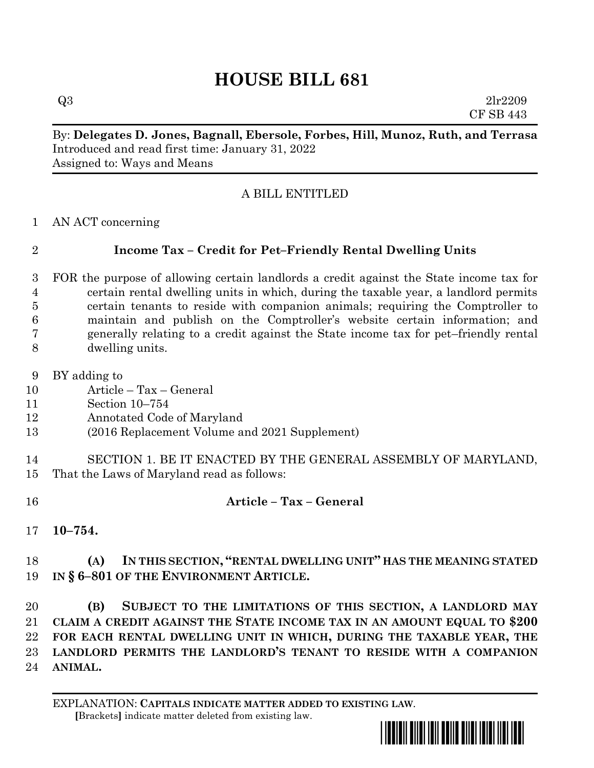# HOUSE BILL 681

Q3 2lr2209
CF SB 443

By: **Delegates D. Jones, Bagnall, Ebersole, Forbes, Hill, Munoz, Ruth, and Terrasa**
Introduced and read first time: January 31, 2022
Assigned to: Ways and Means

A BILL ENTITLED

AN ACT concerning

## Income Tax – Credit for Pet–Friendly Rental Dwelling Units

FOR the purpose of allowing certain landlords a credit against the State income tax for certain rental dwelling units in which, during the taxable year, a landlord permits certain tenants to reside with companion animals; requiring the Comptroller to maintain and publish on the Comptroller's website certain information; and generally relating to a credit against the State income tax for pet–friendly rental dwelling units.

BY adding to
Article – Tax – General
Section 10–754
Annotated Code of Maryland
(2016 Replacement Volume and 2021 Supplement)

SECTION 1. BE IT ENACTED BY THE GENERAL ASSEMBLY OF MARYLAND, That the Laws of Maryland read as follows:

**Article – Tax – General**

**10–754.**

**(A) IN THIS SECTION, "RENTAL DWELLING UNIT" HAS THE MEANING STATED IN § 6–801 OF THE ENVIRONMENT ARTICLE.**

**(B) SUBJECT TO THE LIMITATIONS OF THIS SECTION, A LANDLORD MAY CLAIM A CREDIT AGAINST THE STATE INCOME TAX IN AN AMOUNT EQUAL TO $200 FOR EACH RENTAL DWELLING UNIT IN WHICH, DURING THE TAXABLE YEAR, THE LANDLORD PERMITS THE LANDLORD'S TENANT TO RESIDE WITH A COMPANION ANIMAL.**

EXPLANATION: **CAPITALS INDICATE MATTER ADDED TO EXISTING LAW**.
[Brackets] indicate matter deleted from existing law.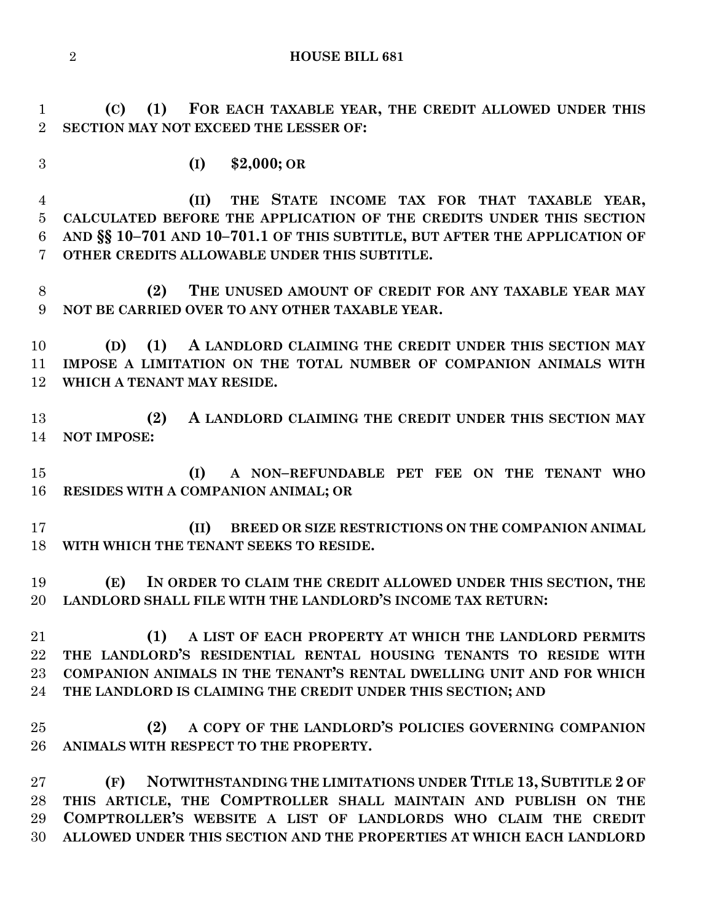**(C) (1) FOR EACH TAXABLE YEAR, THE CREDIT ALLOWED UNDER THIS SECTION MAY NOT EXCEED THE LESSER OF:**

**(I) $2,000; OR**

**(II) THE STATE INCOME TAX FOR THAT TAXABLE YEAR, CALCULATED BEFORE THE APPLICATION OF THE CREDITS UNDER THIS SECTION AND §§ 10–701 AND 10–701.1 OF THIS SUBTITLE, BUT AFTER THE APPLICATION OF OTHER CREDITS ALLOWABLE UNDER THIS SUBTITLE.**

**(2) THE UNUSED AMOUNT OF CREDIT FOR ANY TAXABLE YEAR MAY NOT BE CARRIED OVER TO ANY OTHER TAXABLE YEAR.**

**(D) (1) A LANDLORD CLAIMING THE CREDIT UNDER THIS SECTION MAY IMPOSE A LIMITATION ON THE TOTAL NUMBER OF COMPANION ANIMALS WITH WHICH A TENANT MAY RESIDE.**

**(2) A LANDLORD CLAIMING THE CREDIT UNDER THIS SECTION MAY NOT IMPOSE:**

**(I) A NON–REFUNDABLE PET FEE ON THE TENANT WHO RESIDES WITH A COMPANION ANIMAL; OR**

**(II) BREED OR SIZE RESTRICTIONS ON THE COMPANION ANIMAL WITH WHICH THE TENANT SEEKS TO RESIDE.**

**(E) IN ORDER TO CLAIM THE CREDIT ALLOWED UNDER THIS SECTION, THE LANDLORD SHALL FILE WITH THE LANDLORD'S INCOME TAX RETURN:**

**(1) A LIST OF EACH PROPERTY AT WHICH THE LANDLORD PERMITS THE LANDLORD'S RESIDENTIAL RENTAL HOUSING TENANTS TO RESIDE WITH COMPANION ANIMALS IN THE TENANT'S RENTAL DWELLING UNIT AND FOR WHICH THE LANDLORD IS CLAIMING THE CREDIT UNDER THIS SECTION; AND**

**(2) A COPY OF THE LANDLORD'S POLICIES GOVERNING COMPANION ANIMALS WITH RESPECT TO THE PROPERTY.**

**(F) NOTWITHSTANDING THE LIMITATIONS UNDER TITLE 13, SUBTITLE 2 OF THIS ARTICLE, THE COMPTROLLER SHALL MAINTAIN AND PUBLISH ON THE COMPTROLLER'S WEBSITE A LIST OF LANDLORDS WHO CLAIM THE CREDIT ALLOWED UNDER THIS SECTION AND THE PROPERTIES AT WHICH EACH LANDLORD**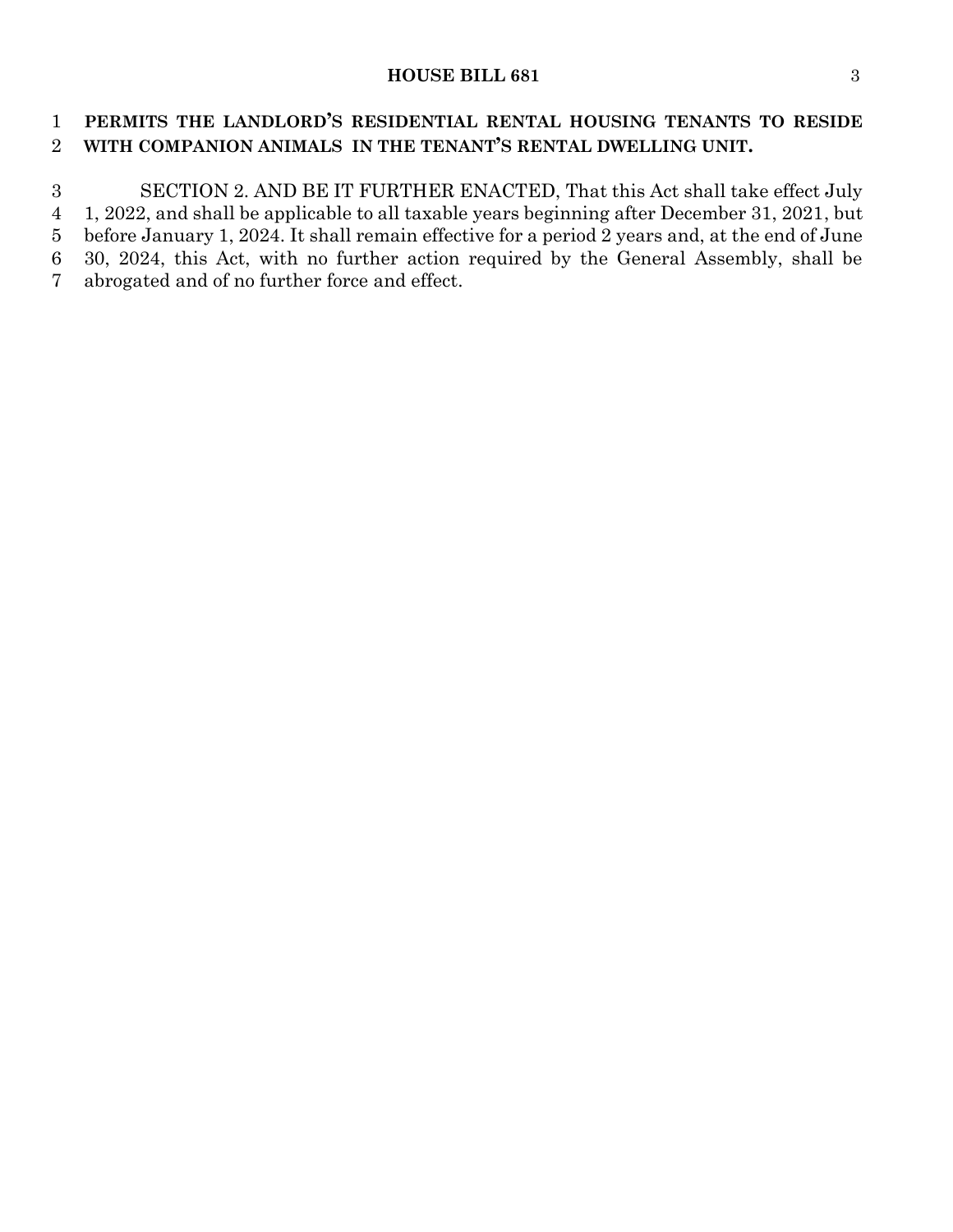**PERMITS THE LANDLORD'S RESIDENTIAL RENTAL HOUSING TENANTS TO RESIDE WITH COMPANION ANIMALS IN THE TENANT'S RENTAL DWELLING UNIT.**

SECTION 2. AND BE IT FURTHER ENACTED, That this Act shall take effect July 1, 2022, and shall be applicable to all taxable years beginning after December 31, 2021, but before January 1, 2024. It shall remain effective for a period 2 years and, at the end of June 30, 2024, this Act, with no further action required by the General Assembly, shall be abrogated and of no further force and effect.